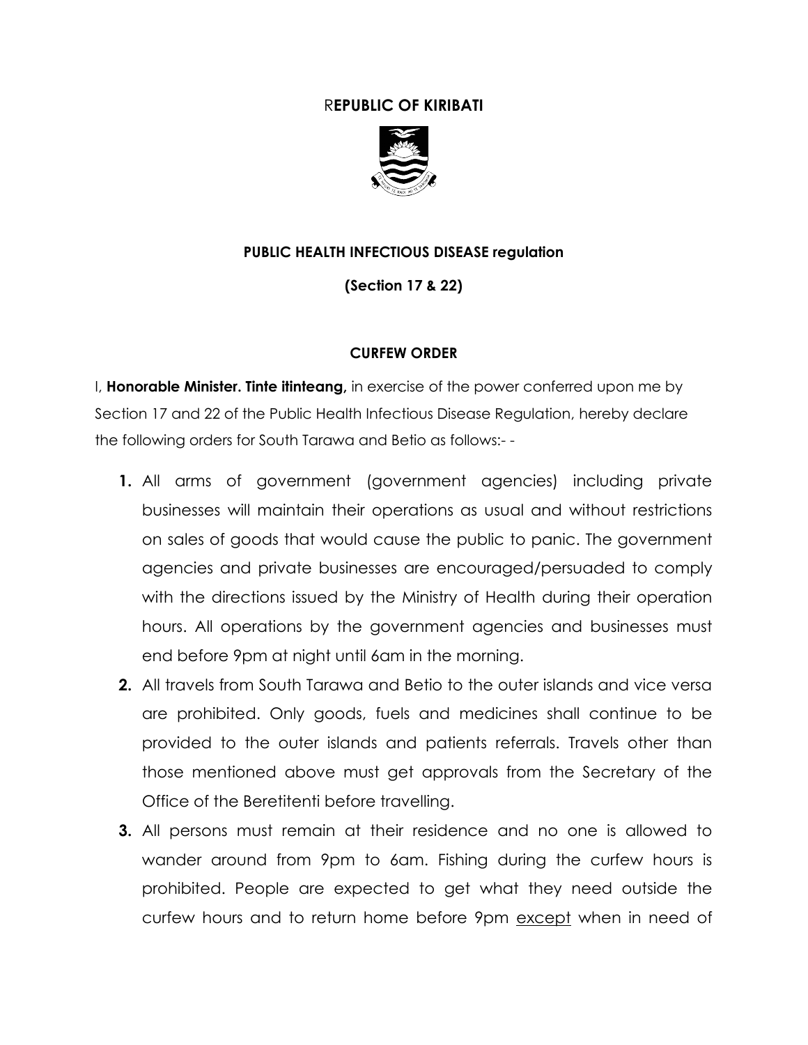# REPUBLIC OF KIRIBATI

**PUBLIC HEALTH INFECTIOUS DISEASE regulation**

**(Section 17 & 22)**

**CURFEW ORDER**

I, **Honorable Minister. Tinte itinteang,** in exercise of the power conferred upon me by Section 17 and 22 of the Public Health Infectious Disease Regulation, hereby declare the following orders for South Tarawa and Betio as follows:- -

1. All arms of government (government agencies) including private businesses will maintain their operations as usual and without restrictions on sales of goods that would cause the public to panic. The government agencies and private businesses are encouraged/persuaded to comply with the directions issued by the Ministry of Health during their operation hours. All operations by the government agencies and businesses must end before 9pm at night until 6am in the morning.
2. All travels from South Tarawa and Betio to the outer islands and vice versa are prohibited. Only goods, fuels and medicines shall continue to be provided to the outer islands and patients referrals. Travels other than those mentioned above must get approvals from the Secretary of the Office of the Beretitenti before travelling.
3. All persons must remain at their residence and no one is allowed to wander around from 9pm to 6am. Fishing during the curfew hours is prohibited. People are expected to get what they need outside the curfew hours and to return home before 9pm <u>except</u> when in need of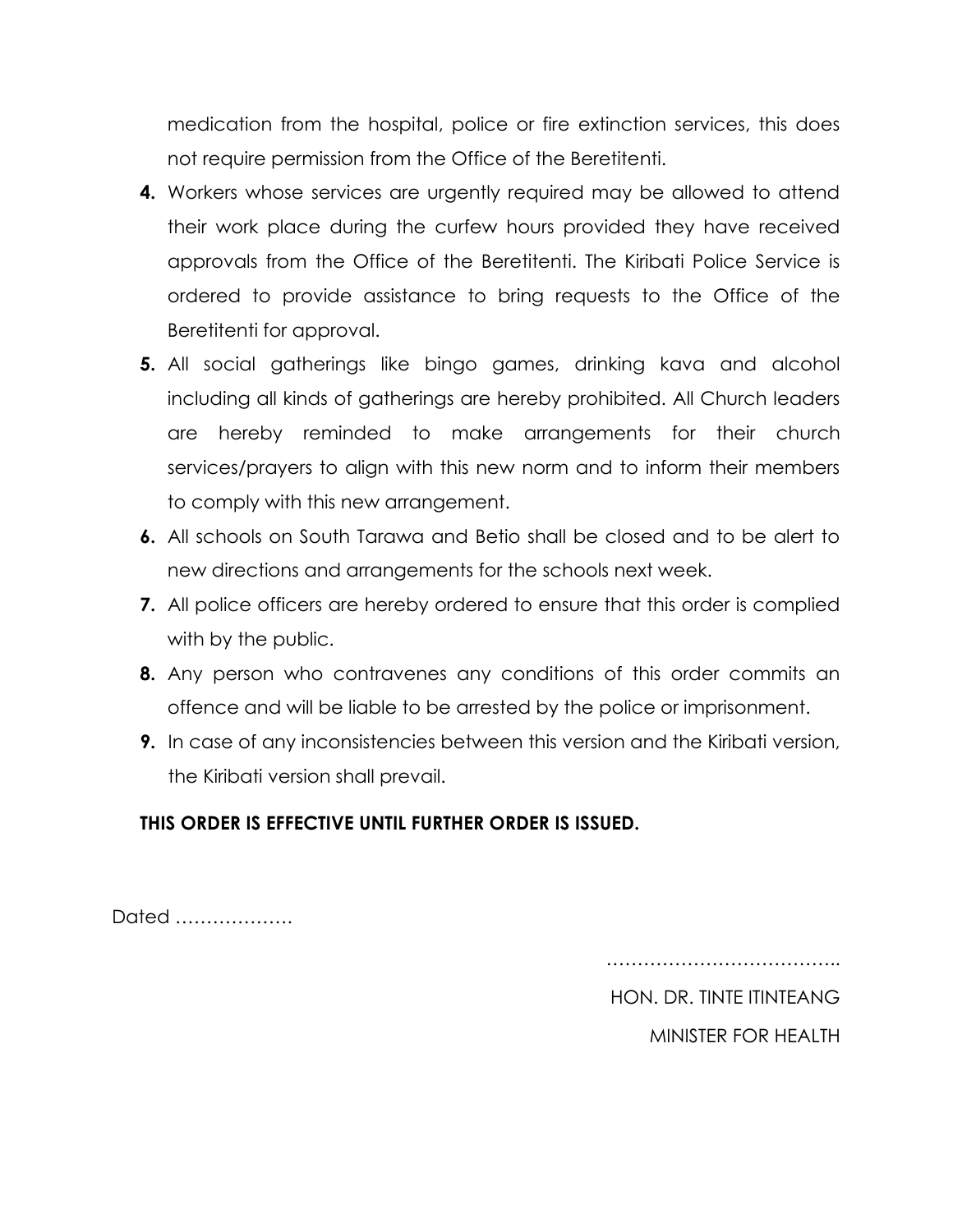medication from the hospital, police or fire extinction services, this does not require permission from the Office of the Beretitenti.

4. Workers whose services are urgently required may be allowed to attend their work place during the curfew hours provided they have received approvals from the Office of the Beretitenti. The Kiribati Police Service is ordered to provide assistance to bring requests to the Office of the Beretitenti for approval.
5. All social gatherings like bingo games, drinking kava and alcohol including all kinds of gatherings are hereby prohibited. All Church leaders are hereby reminded to make arrangements for their church services/prayers to align with this new norm and to inform their members to comply with this new arrangement.
6. All schools on South Tarawa and Betio shall be closed and to be alert to new directions and arrangements for the schools next week.
7. All police officers are hereby ordered to ensure that this order is complied with by the public.
8. Any person who contravenes any conditions of this order commits an offence and will be liable to be arrested by the police or imprisonment.
9. In case of any inconsistencies between this version and the Kiribati version, the Kiribati version shall prevail.

**THIS ORDER IS EFFECTIVE UNTIL FURTHER ORDER IS ISSUED.**

Dated ……………….

………………………………..

HON. DR. TINTE ITINTEANG

MINISTER FOR HEALTH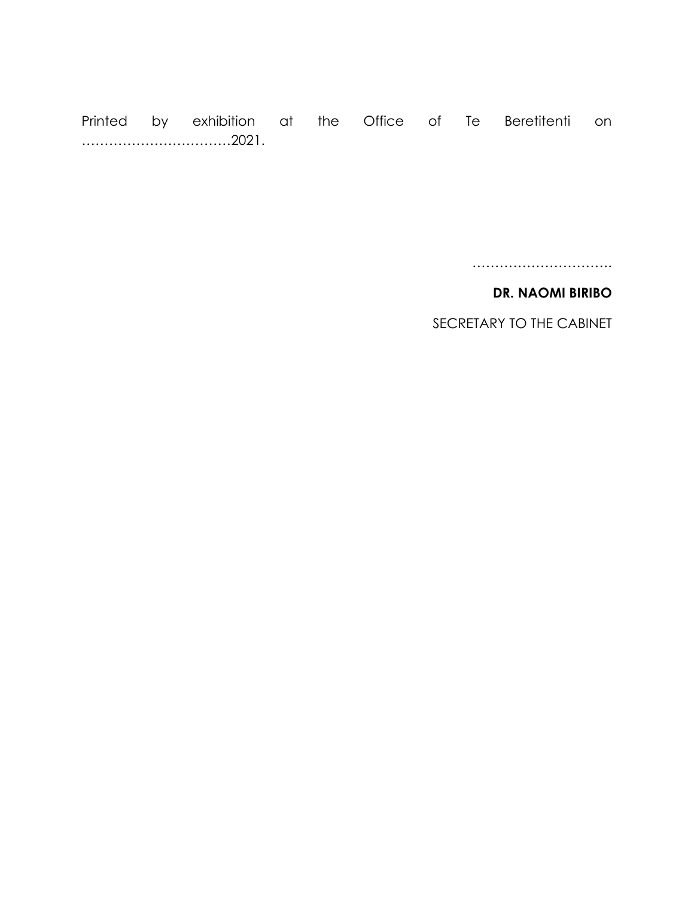Printed by exhibition at the Office of Te Beretitenti on ……………………………2021.

…………………………

**DR. NAOMI BIRIBO**

SECRETARY TO THE CABINET